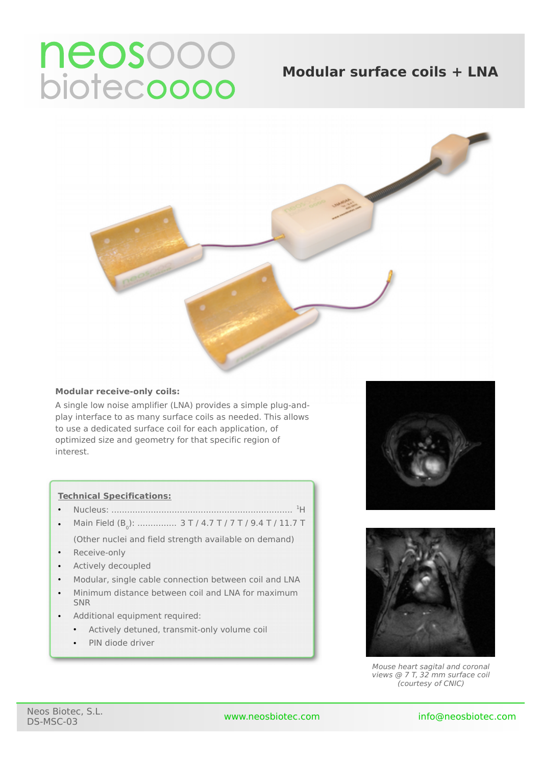# Modular surface coils + LNA

**Modular receive-only coils:**

A single low noise amplifier (LNA) provides a simple plug-and-play interface to as many surface coils as needed. This allows to use a dedicated surface coil for each application, of optimized size and geometry for that specific region of interest.

**Technical Specifications:**

- Nucleus: .................................................................... $^{1}$H
- Main Field ($B_0$): ............... 3 T / 4.7 T / 7 T / 9.4 T / 11.7 T

  (Other nuclei and field strength available on demand)
- Receive-only
- Actively decoupled
- Modular, single cable connection between coil and LNA
- Minimum distance between coil and LNA for maximum SNR
- Additional equipment required:
  - Actively detuned, transmit-only volume coil
  - PIN diode driver

*Mouse heart sagital and coronal views @ 7 T, 32 mm surface coil (courtesy of CNIC)*

Neos Biotec, S.L.
DS-MSC-03

www.neosbiotec.com

info@neosbiotec.com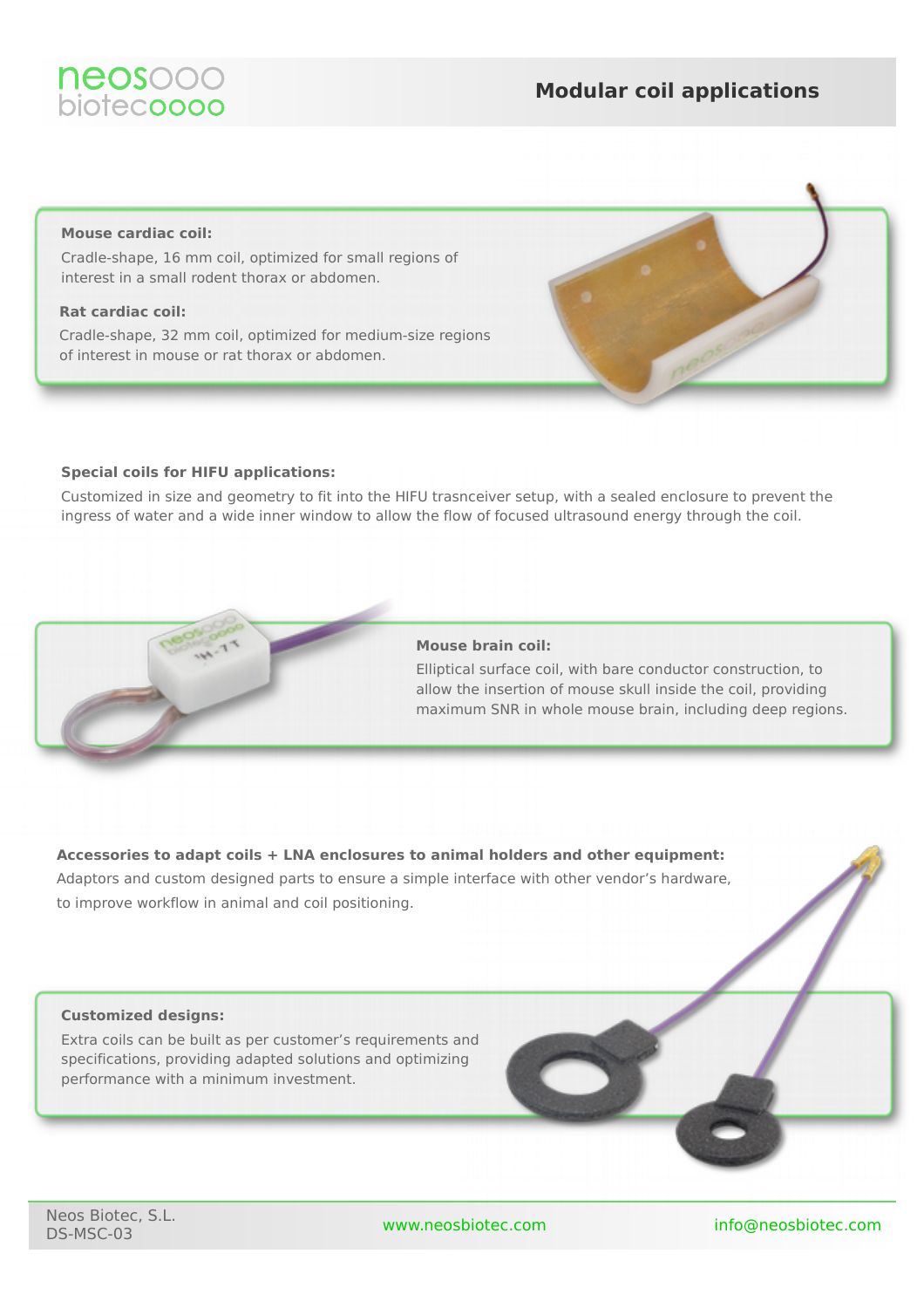## Modular coil applications

**Mouse cardiac coil:**

Cradle-shape, 16 mm coil, optimized for small regions of interest in a small rodent thorax or abdomen.

**Rat cardiac coil:**

Cradle-shape, 32 mm coil, optimized for medium-size regions of interest in mouse or rat thorax or abdomen.

**Special coils for HIFU applications:**

Customized in size and geometry to fit into the HIFU trasnceiver setup, with a sealed enclosure to prevent the ingress of water and a wide inner window to allow the flow of focused ultrasound energy through the coil.

**Mouse brain coil:**

Elliptical surface coil, with bare conductor construction, to allow the insertion of mouse skull inside the coil, providing maximum SNR in whole mouse brain, including deep regions.

**Accessories to adapt coils + LNA enclosures to animal holders and other equipment:**

Adaptors and custom designed parts to ensure a simple interface with other vendor's hardware, to improve workflow in animal and coil positioning.

**Customized designs:**

Extra coils can be built as per customer's requirements and specifications, providing adapted solutions and optimizing performance with a minimum investment.

Neos Biotec, S.L.
DS-MSC-03

www.neosbiotec.com

info@neosbiotec.com